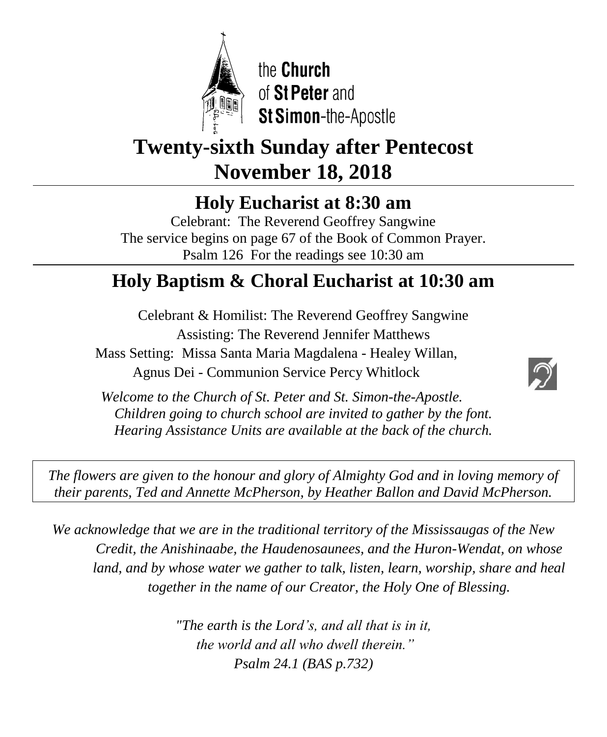the **Church**
of **St Peter** and
**St Simon**-the-Apostle

# Twenty-sixth Sunday after Pentecost
# November 18, 2018

## Holy Eucharist at 8:30 am

Celebrant: The Reverend Geoffrey Sangwine
The service begins on page 67 of the Book of Common Prayer.
Psalm 126 For the readings see 10:30 am

## Holy Baptism & Choral Eucharist at 10:30 am

Celebrant & Homilist: The Reverend Geoffrey Sangwine
Assisting: The Reverend Jennifer Matthews
Mass Setting: Missa Santa Maria Magdalena - Healey Willan,
Agnus Dei - Communion Service Percy Whitlock

*Welcome to the Church of St. Peter and St. Simon-the-Apostle.*
*Children going to church school are invited to gather by the font.*
*Hearing Assistance Units are available at the back of the church.*

*The flowers are given to the honour and glory of Almighty God and in loving memory of their parents, Ted and Annette McPherson, by Heather Ballon and David McPherson.*

*We acknowledge that we are in the traditional territory of the Mississaugas of the New Credit, the Anishinaabe, the Haudenosaunees, and the Huron-Wendat, on whose land, and by whose water we gather to talk, listen, learn, worship, share and heal together in the name of our Creator, the Holy One of Blessing.*

*"The earth is the Lord's, and all that is in it,*
*the world and all who dwell therein."*
*Psalm 24.1 (BAS p.732)*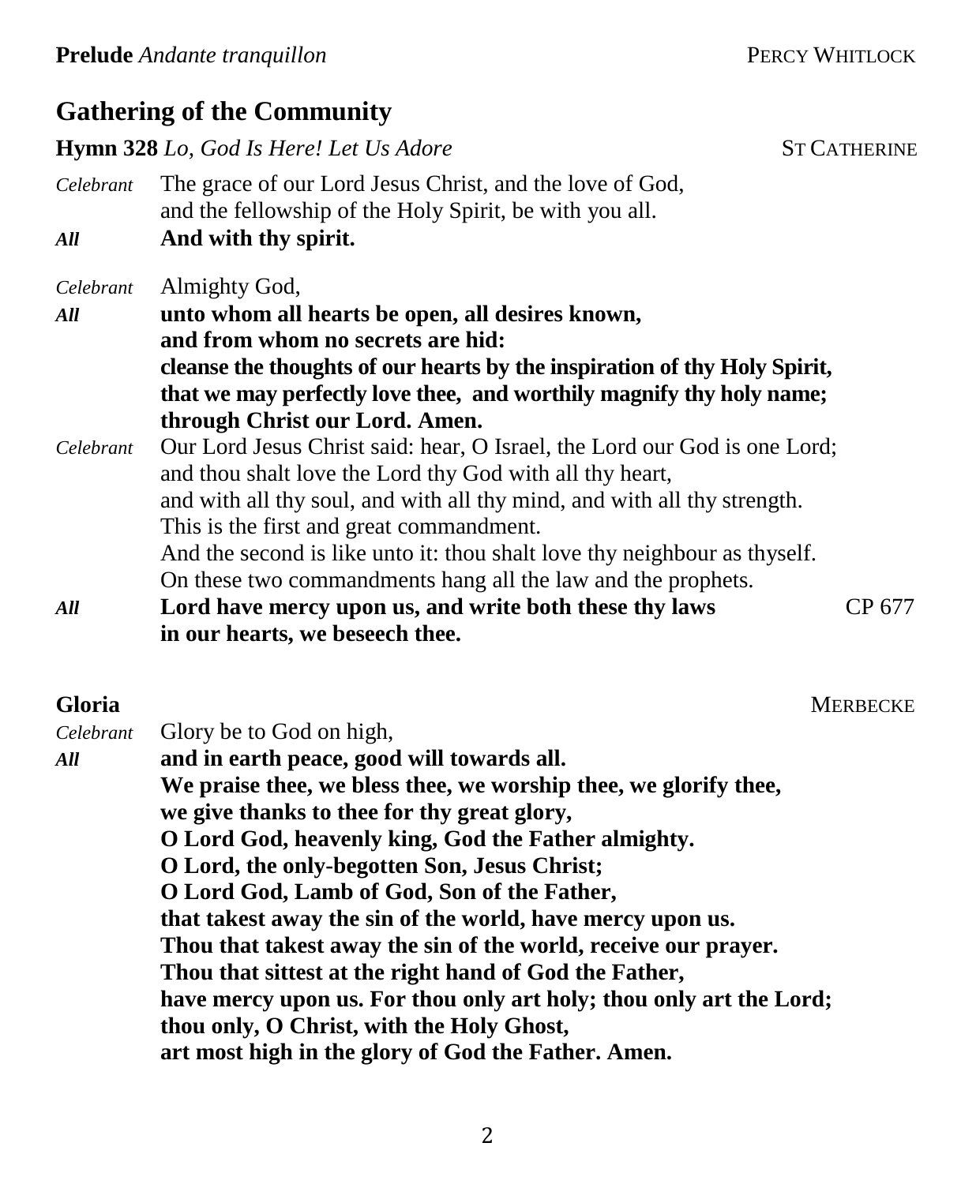**Prelude** *Andante tranquillon* PERCY WHITLOCK

## Gathering of the Community

**Hymn 328** *Lo, God Is Here! Let Us Adore* ST CATHERINE

*Celebrant* The grace of our Lord Jesus Christ, and the love of God,
and the fellowship of the Holy Spirit, be with you all.

***All*** **And with thy spirit.**

*Celebrant* Almighty God,

***All*** **unto whom all hearts be open, all desires known,
and from whom no secrets are hid:
cleanse the thoughts of our hearts by the inspiration of thy Holy Spirit,
that we may perfectly love thee, and worthily magnify thy holy name;
through Christ our Lord. Amen.**

*Celebrant* Our Lord Jesus Christ said: hear, O Israel, the Lord our God is one Lord;
and thou shalt love the Lord thy God with all thy heart,
and with all thy soul, and with all thy mind, and with all thy strength.
This is the first and great commandment.
And the second is like unto it: thou shalt love thy neighbour as thyself.
On these two commandments hang all the law and the prophets.

***All*** **Lord have mercy upon us, and write both these thy laws
in our hearts, we beseech thee.** CP 677

**Gloria** MERBECKE

*Celebrant* Glory be to God on high,

***All*** **and in earth peace, good will towards all.
We praise thee, we bless thee, we worship thee, we glorify thee,
we give thanks to thee for thy great glory,
O Lord God, heavenly king, God the Father almighty.
O Lord, the only-begotten Son, Jesus Christ;
O Lord God, Lamb of God, Son of the Father,
that takest away the sin of the world, have mercy upon us.
Thou that takest away the sin of the world, receive our prayer.
Thou that sittest at the right hand of God the Father,
have mercy upon us. For thou only art holy; thou only art the Lord;
thou only, O Christ, with the Holy Ghost,
art most high in the glory of God the Father. Amen.**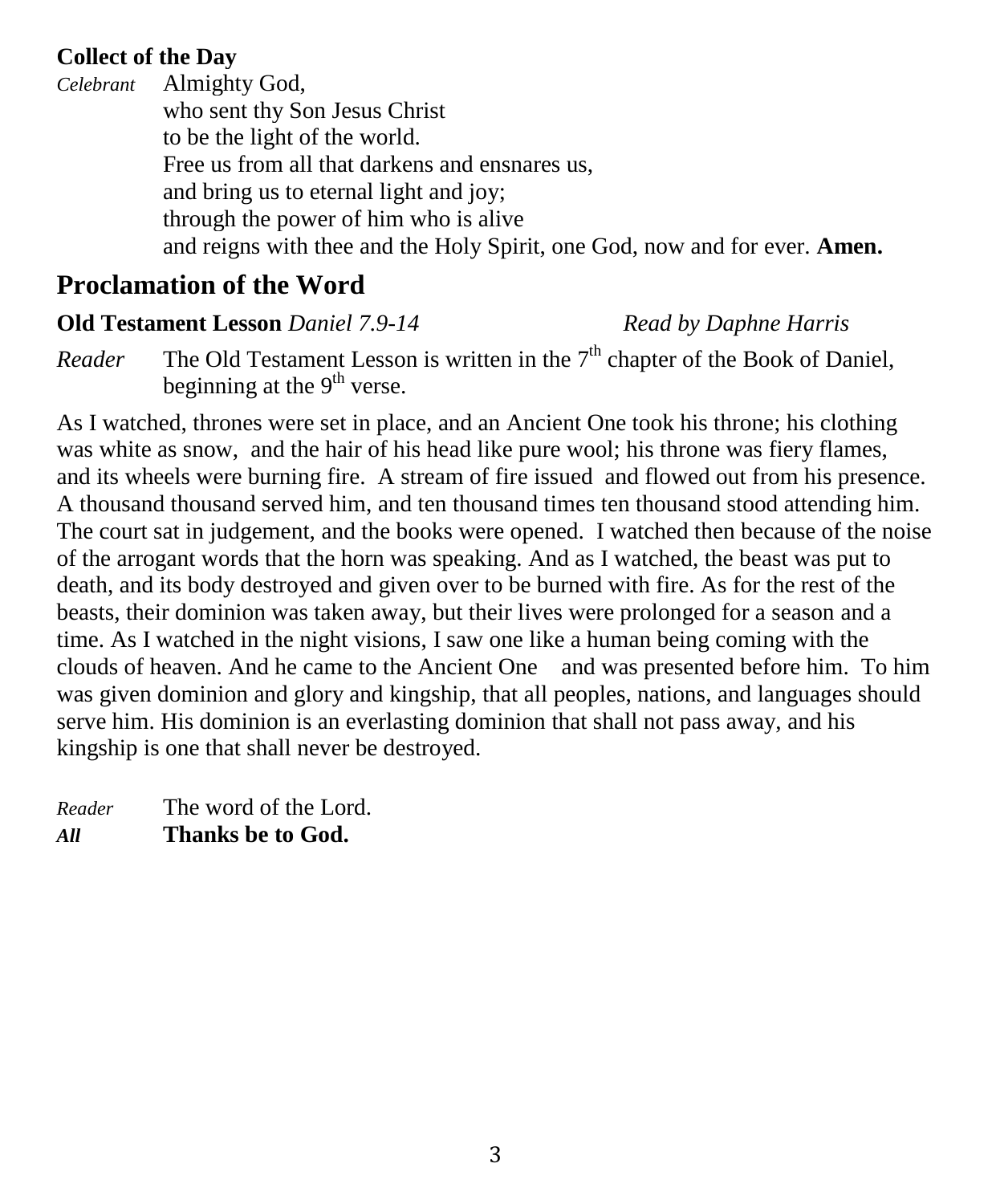**Collect of the Day**

*Celebrant* Almighty God,
who sent thy Son Jesus Christ
to be the light of the world.
Free us from all that darkens and ensnares us,
and bring us to eternal light and joy;
through the power of him who is alive
and reigns with thee and the Holy Spirit, one God, now and for ever. **Amen.**

## Proclamation of the Word

**Old Testament Lesson** *Daniel 7.9-14* *Read by Daphne Harris*

*Reader* The Old Testament Lesson is written in the 7th chapter of the Book of Daniel, beginning at the 9th verse.

As I watched, thrones were set in place, and an Ancient One took his throne; his clothing was white as snow, and the hair of his head like pure wool; his throne was fiery flames, and its wheels were burning fire. A stream of fire issued and flowed out from his presence. A thousand thousand served him, and ten thousand times ten thousand stood attending him. The court sat in judgement, and the books were opened. I watched then because of the noise of the arrogant words that the horn was speaking. And as I watched, the beast was put to death, and its body destroyed and given over to be burned with fire. As for the rest of the beasts, their dominion was taken away, but their lives were prolonged for a season and a time. As I watched in the night visions, I saw one like a human being coming with the clouds of heaven. And he came to the Ancient One and was presented before him. To him was given dominion and glory and kingship, that all peoples, nations, and languages should serve him. His dominion is an everlasting dominion that shall not pass away, and his kingship is one that shall never be destroyed.

*Reader* The word of the Lord.
***All*** **Thanks be to God.**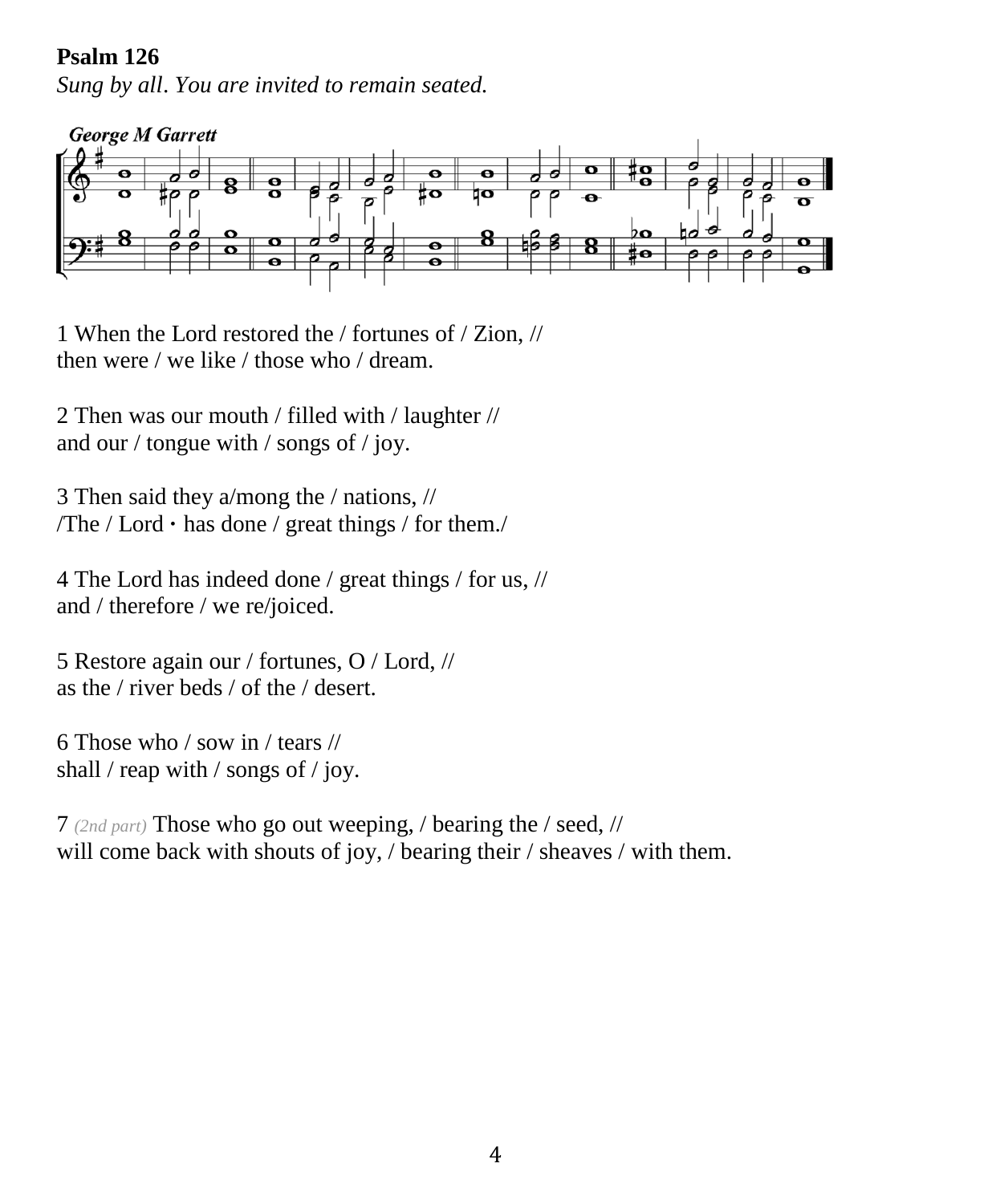**Psalm 126**

*Sung by all. You are invited to remain seated.*

**George M Garrett**

1 When the Lord restored the / fortunes of / Zion, //
then were / we like / those who / dream.

2 Then was our mouth / filled with / laughter //
and our / tongue with / songs of / joy.

3 Then said they a/mong the / nations, //
/The / Lord · has done / great things / for them./

4 The Lord has indeed done / great things / for us, //
and / therefore / we re/joiced.

5 Restore again our / fortunes, O / Lord, //
as the / river beds / of the / desert.

6 Those who / sow in / tears //
shall / reap with / songs of / joy.

7 *(2nd part)* Those who go out weeping, / bearing the / seed, //
will come back with shouts of joy, / bearing their / sheaves / with them.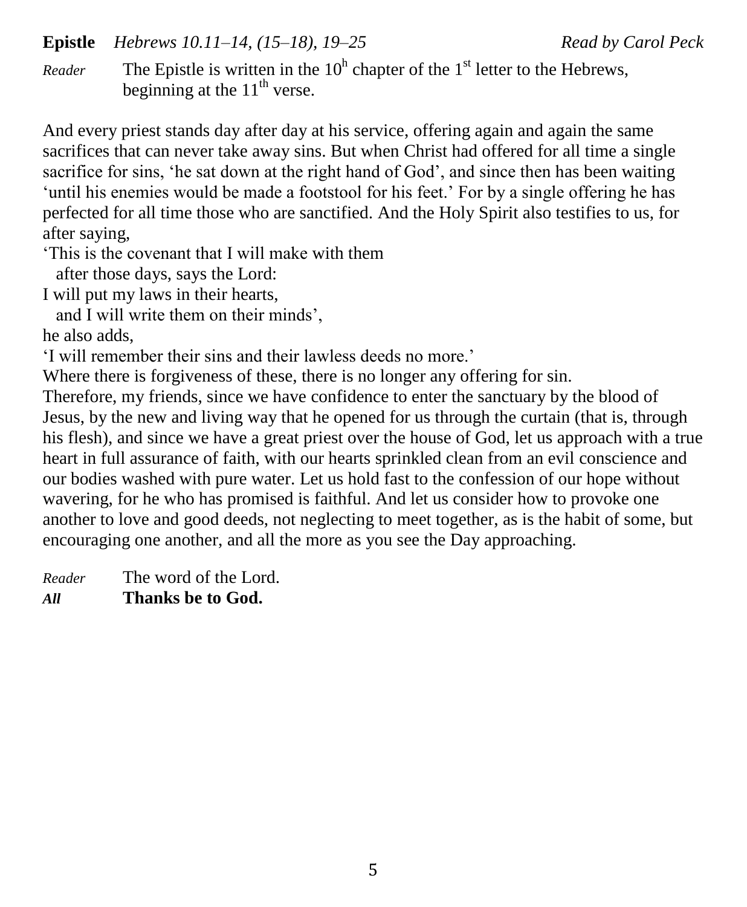**Epistle** *Hebrews 10.11–14, (15–18), 19–25* *Read by Carol Peck*

*Reader* The Epistle is written in the 10h chapter of the 1st letter to the Hebrews, beginning at the 11th verse.

And every priest stands day after day at his service, offering again and again the same sacrifices that can never take away sins. But when Christ had offered for all time a single sacrifice for sins, 'he sat down at the right hand of God', and since then has been waiting 'until his enemies would be made a footstool for his feet.' For by a single offering he has perfected for all time those who are sanctified. And the Holy Spirit also testifies to us, for after saying,

'This is the covenant that I will make with them
  after those days, says the Lord:
I will put my laws in their hearts,
  and I will write them on their minds',

he also adds,

'I will remember their sins and their lawless deeds no more.'

Where there is forgiveness of these, there is no longer any offering for sin.

Therefore, my friends, since we have confidence to enter the sanctuary by the blood of Jesus, by the new and living way that he opened for us through the curtain (that is, through his flesh), and since we have a great priest over the house of God, let us approach with a true heart in full assurance of faith, with our hearts sprinkled clean from an evil conscience and our bodies washed with pure water. Let us hold fast to the confession of our hope without wavering, for he who has promised is faithful. And let us consider how to provoke one another to love and good deeds, not neglecting to meet together, as is the habit of some, but encouraging one another, and all the more as you see the Day approaching.

*Reader* The word of the Lord.
***All*** **Thanks be to God.**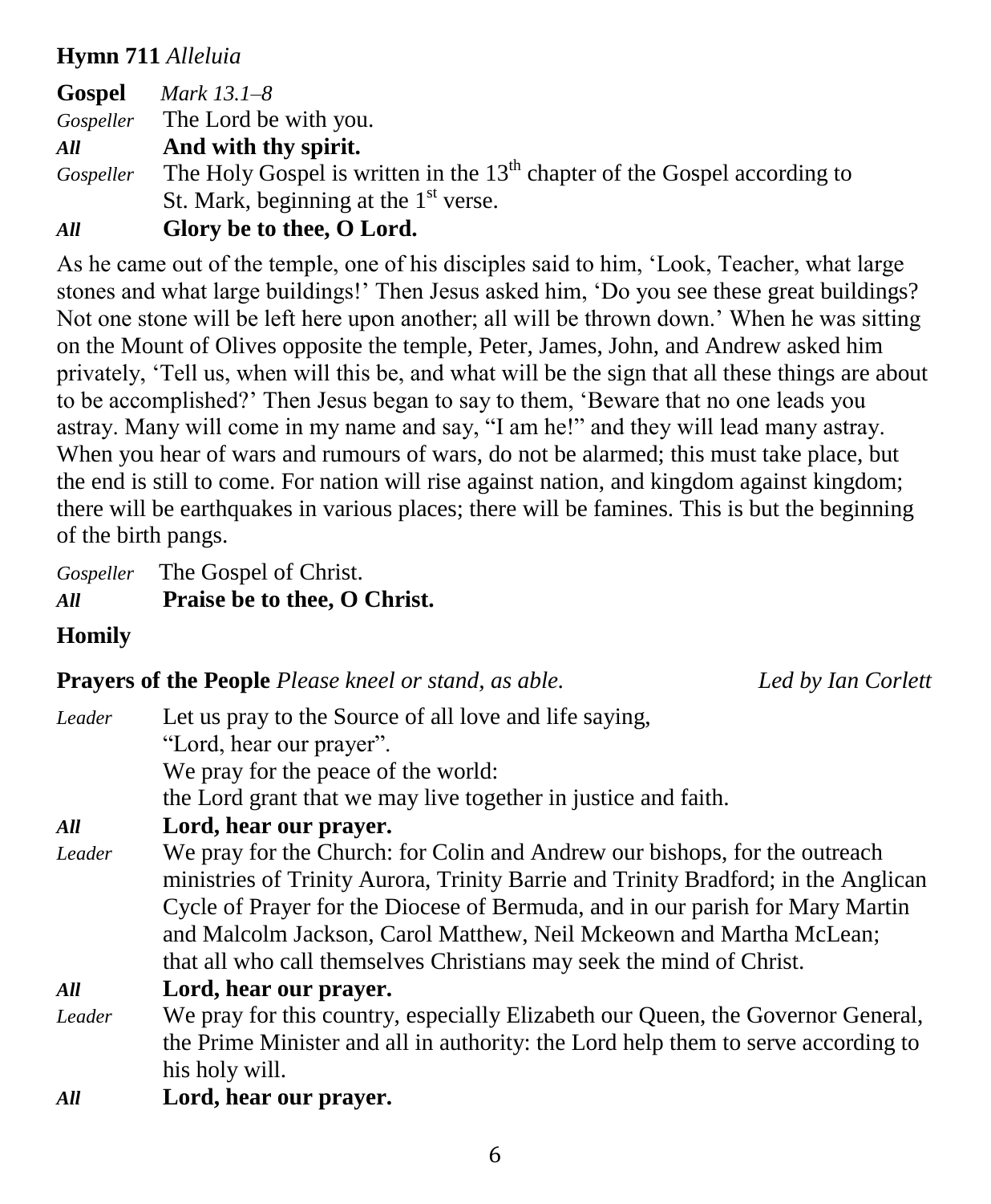**Hymn 711** *Alleluia*

**Gospel** *Mark 13.1–8*

*Gospeller* The Lord be with you.

***All*** **And with thy spirit.**

*Gospeller* The Holy Gospel is written in the 13th chapter of the Gospel according to St. Mark, beginning at the 1st verse.

***All*** **Glory be to thee, O Lord.**

As he came out of the temple, one of his disciples said to him, 'Look, Teacher, what large stones and what large buildings!' Then Jesus asked him, 'Do you see these great buildings? Not one stone will be left here upon another; all will be thrown down.' When he was sitting on the Mount of Olives opposite the temple, Peter, James, John, and Andrew asked him privately, 'Tell us, when will this be, and what will be the sign that all these things are about to be accomplished?' Then Jesus began to say to them, 'Beware that no one leads you astray. Many will come in my name and say, "I am he!" and they will lead many astray. When you hear of wars and rumours of wars, do not be alarmed; this must take place, but the end is still to come. For nation will rise against nation, and kingdom against kingdom; there will be earthquakes in various places; there will be famines. This is but the beginning of the birth pangs.

*Gospeller* The Gospel of Christ.

***All*** **Praise be to thee, O Christ.**

**Homily**

**Prayers of the People** *Please kneel or stand, as able.* *Led by Ian Corlett*

*Leader* Let us pray to the Source of all love and life saying, "Lord, hear our prayer".
We pray for the peace of the world:
the Lord grant that we may live together in justice and faith.

***All*** **Lord, hear our prayer.**

*Leader* We pray for the Church: for Colin and Andrew our bishops, for the outreach ministries of Trinity Aurora, Trinity Barrie and Trinity Bradford; in the Anglican Cycle of Prayer for the Diocese of Bermuda, and in our parish for Mary Martin and Malcolm Jackson, Carol Matthew, Neil Mckeown and Martha McLean; that all who call themselves Christians may seek the mind of Christ.

***All*** **Lord, hear our prayer.**

*Leader* We pray for this country, especially Elizabeth our Queen, the Governor General, the Prime Minister and all in authority: the Lord help them to serve according to his holy will.

***All*** **Lord, hear our prayer.**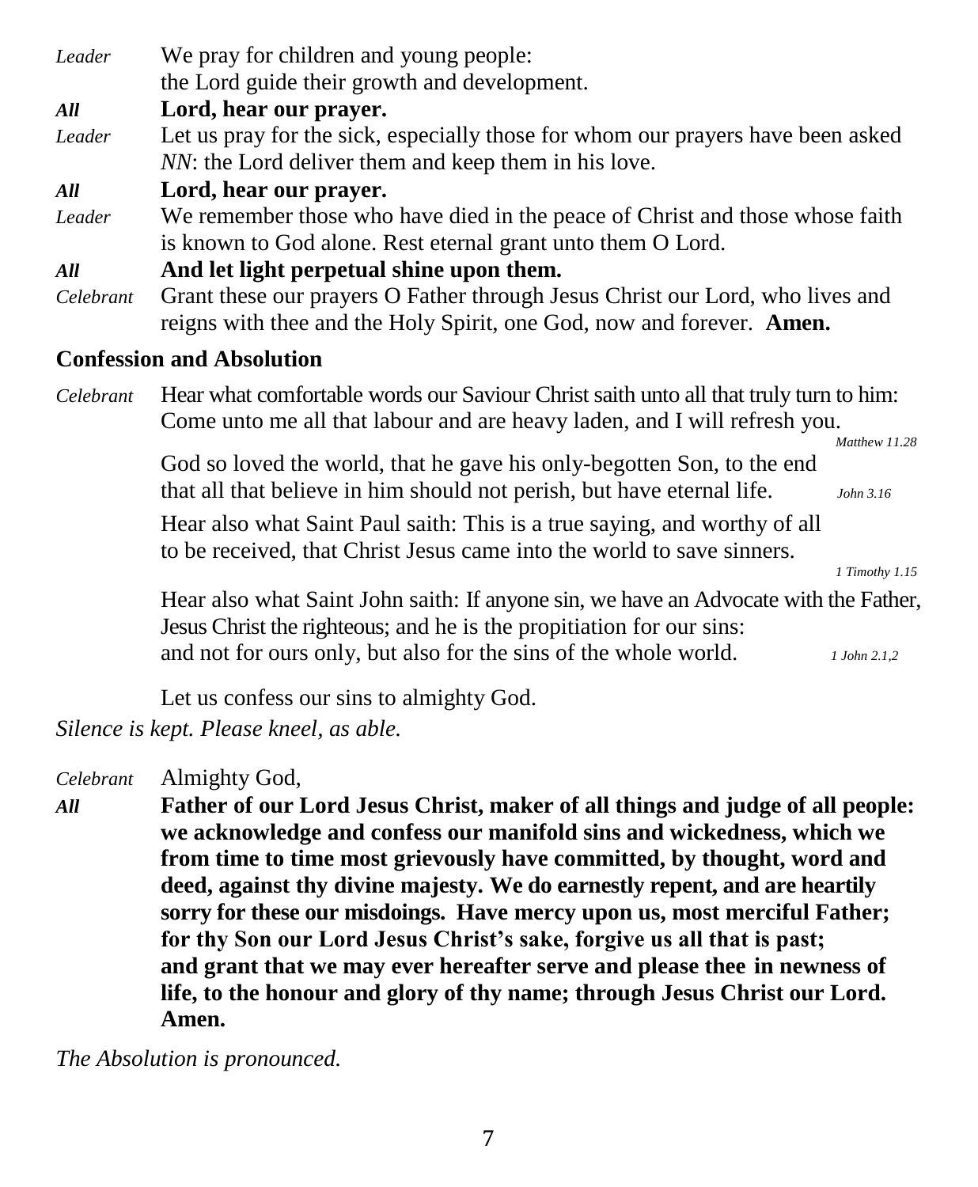*Leader* We pray for children and young people:
the Lord guide their growth and development.

***All*** **Lord, hear our prayer.**

*Leader* Let us pray for the sick, especially those for whom our prayers have been asked *NN*: the Lord deliver them and keep them in his love.

***All*** **Lord, hear our prayer.**

*Leader* We remember those who have died in the peace of Christ and those whose faith is known to God alone. Rest eternal grant unto them O Lord.

***All*** **And let light perpetual shine upon them.**

*Celebrant* Grant these our prayers O Father through Jesus Christ our Lord, who lives and reigns with thee and the Holy Spirit, one God, now and forever. **Amen.**

### Confession and Absolution

*Celebrant* Hear what comfortable words our Saviour Christ saith unto all that truly turn to him: Come unto me all that labour and are heavy laden, and I will refresh you. *Matthew 11.28*

God so loved the world, that he gave his only-begotten Son, to the end that all that believe in him should not perish, but have eternal life. *John 3.16*

Hear also what Saint Paul saith: This is a true saying, and worthy of all to be received, that Christ Jesus came into the world to save sinners. *1 Timothy 1.15*

Hear also what Saint John saith: If anyone sin, we have an Advocate with the Father, Jesus Christ the righteous; and he is the propitiation for our sins: and not for ours only, but also for the sins of the whole world. *1 John 2.1,2*

Let us confess our sins to almighty God.

*Silence is kept. Please kneel, as able.*

*Celebrant* Almighty God,

***All*** **Father of our Lord Jesus Christ, maker of all things and judge of all people: we acknowledge and confess our manifold sins and wickedness, which we from time to time most grievously have committed, by thought, word and deed, against thy divine majesty. We do earnestly repent, and are heartily sorry for these our misdoings. Have mercy upon us, most merciful Father; for thy Son our Lord Jesus Christ's sake, forgive us all that is past; and grant that we may ever hereafter serve and please thee in newness of life, to the honour and glory of thy name; through Jesus Christ our Lord. Amen.**

*The Absolution is pronounced.*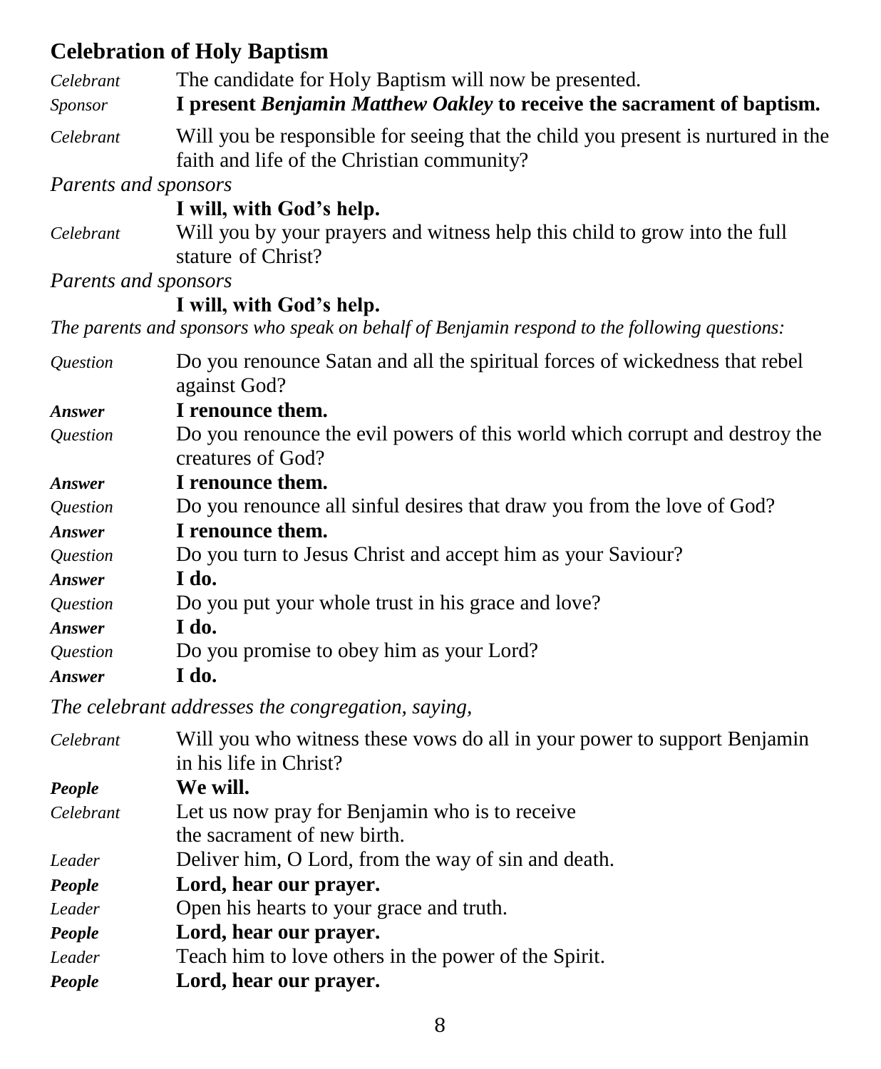## Celebration of Holy Baptism

*Celebrant* The candidate for Holy Baptism will now be presented.

*Sponsor* **I present *Benjamin Matthew Oakley* to receive the sacrament of baptism.**

*Celebrant* Will you be responsible for seeing that the child you present is nurtured in the faith and life of the Christian community?

*Parents and sponsors*

**I will, with God's help.**

*Celebrant* Will you by your prayers and witness help this child to grow into the full stature of Christ?

*Parents and sponsors*

**I will, with God's help.**

*The parents and sponsors who speak on behalf of Benjamin respond to the following questions:*

*Question* Do you renounce Satan and all the spiritual forces of wickedness that rebel against God?

***Answer*** **I renounce them.**

*Question* Do you renounce the evil powers of this world which corrupt and destroy the creatures of God?

***Answer*** **I renounce them.**

*Question* Do you renounce all sinful desires that draw you from the love of God?

***Answer*** **I renounce them.**

*Question* Do you turn to Jesus Christ and accept him as your Saviour?

***Answer*** **I do.**

*Question* Do you put your whole trust in his grace and love?

***Answer*** **I do.**

*Question* Do you promise to obey him as your Lord?

***Answer*** **I do.**

*The celebrant addresses the congregation, saying,*

*Celebrant* Will you who witness these vows do all in your power to support Benjamin in his life in Christ?

***People*** **We will.**

*Celebrant* Let us now pray for Benjamin who is to receive the sacrament of new birth.

*Leader* Deliver him, O Lord, from the way of sin and death.

***People*** **Lord, hear our prayer.**

*Leader* Open his hearts to your grace and truth.

***People*** **Lord, hear our prayer.**

*Leader* Teach him to love others in the power of the Spirit.

***People*** **Lord, hear our prayer.**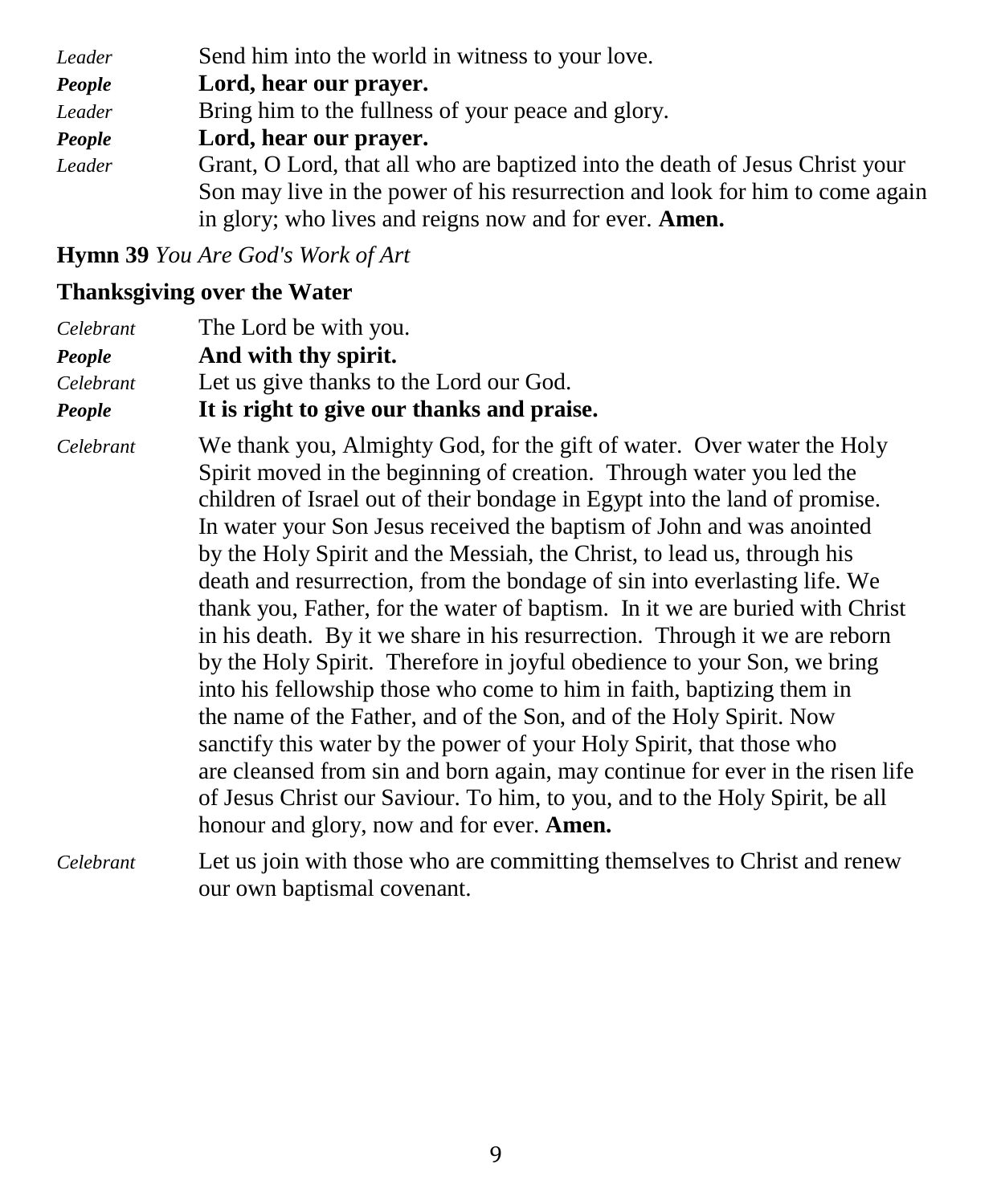*Leader* Send him into the world in witness to your love.

***People*** **Lord, hear our prayer.**

*Leader* Bring him to the fullness of your peace and glory.

***People*** **Lord, hear our prayer.**

*Leader* Grant, O Lord, that all who are baptized into the death of Jesus Christ your Son may live in the power of his resurrection and look for him to come again in glory; who lives and reigns now and for ever. **Amen.**

**Hymn 39** *You Are God's Work of Art*

**Thanksgiving over the Water**

*Celebrant* The Lord be with you.

***People*** **And with thy spirit.**

*Celebrant* Let us give thanks to the Lord our God.

***People*** **It is right to give our thanks and praise.**

*Celebrant* We thank you, Almighty God, for the gift of water. Over water the Holy Spirit moved in the beginning of creation. Through water you led the children of Israel out of their bondage in Egypt into the land of promise. In water your Son Jesus received the baptism of John and was anointed by the Holy Spirit and the Messiah, the Christ, to lead us, through his death and resurrection, from the bondage of sin into everlasting life. We thank you, Father, for the water of baptism. In it we are buried with Christ in his death. By it we share in his resurrection. Through it we are reborn by the Holy Spirit. Therefore in joyful obedience to your Son, we bring into his fellowship those who come to him in faith, baptizing them in the name of the Father, and of the Son, and of the Holy Spirit. Now sanctify this water by the power of your Holy Spirit, that those who are cleansed from sin and born again, may continue for ever in the risen life of Jesus Christ our Saviour. To him, to you, and to the Holy Spirit, be all honour and glory, now and for ever. **Amen.**

*Celebrant* Let us join with those who are committing themselves to Christ and renew our own baptismal covenant.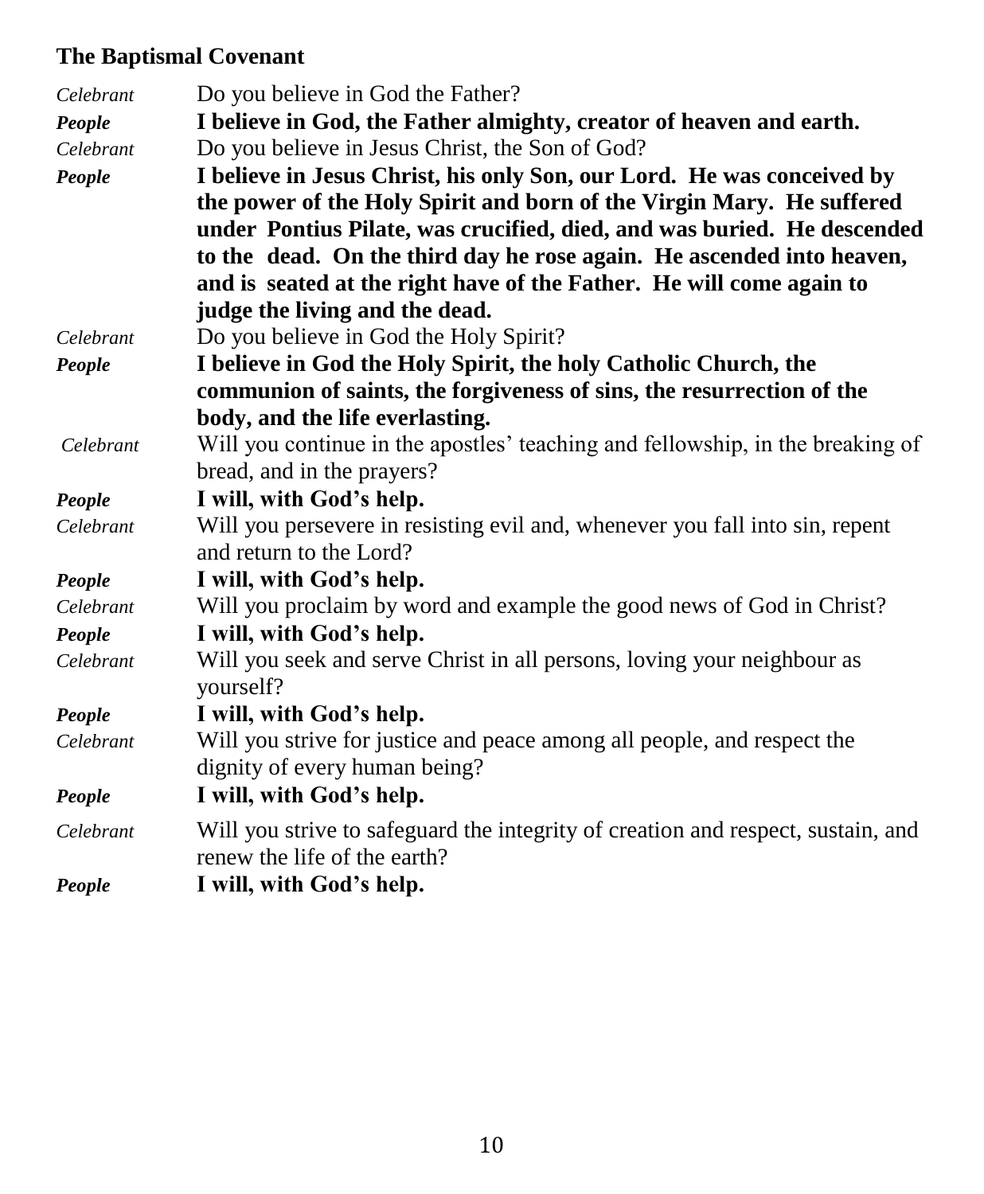## The Baptismal Covenant

*Celebrant* Do you believe in God the Father?

***People*** **I believe in God, the Father almighty, creator of heaven and earth.**

*Celebrant* Do you believe in Jesus Christ, the Son of God?

***People*** **I believe in Jesus Christ, his only Son, our Lord. He was conceived by the power of the Holy Spirit and born of the Virgin Mary. He suffered under Pontius Pilate, was crucified, died, and was buried. He descended to the dead. On the third day he rose again. He ascended into heaven, and is seated at the right have of the Father. He will come again to judge the living and the dead.**

*Celebrant* Do you believe in God the Holy Spirit?

***People*** **I believe in God the Holy Spirit, the holy Catholic Church, the communion of saints, the forgiveness of sins, the resurrection of the body, and the life everlasting.**

*Celebrant* Will you continue in the apostles' teaching and fellowship, in the breaking of bread, and in the prayers?

***People*** **I will, with God's help.**

*Celebrant* Will you persevere in resisting evil and, whenever you fall into sin, repent and return to the Lord?

***People*** **I will, with God's help.**

*Celebrant* Will you proclaim by word and example the good news of God in Christ?

***People*** **I will, with God's help.**

*Celebrant* Will you seek and serve Christ in all persons, loving your neighbour as yourself?

***People*** **I will, with God's help.**

*Celebrant* Will you strive for justice and peace among all people, and respect the dignity of every human being?

***People*** **I will, with God's help.**

*Celebrant* Will you strive to safeguard the integrity of creation and respect, sustain, and renew the life of the earth?

***People*** **I will, with God's help.**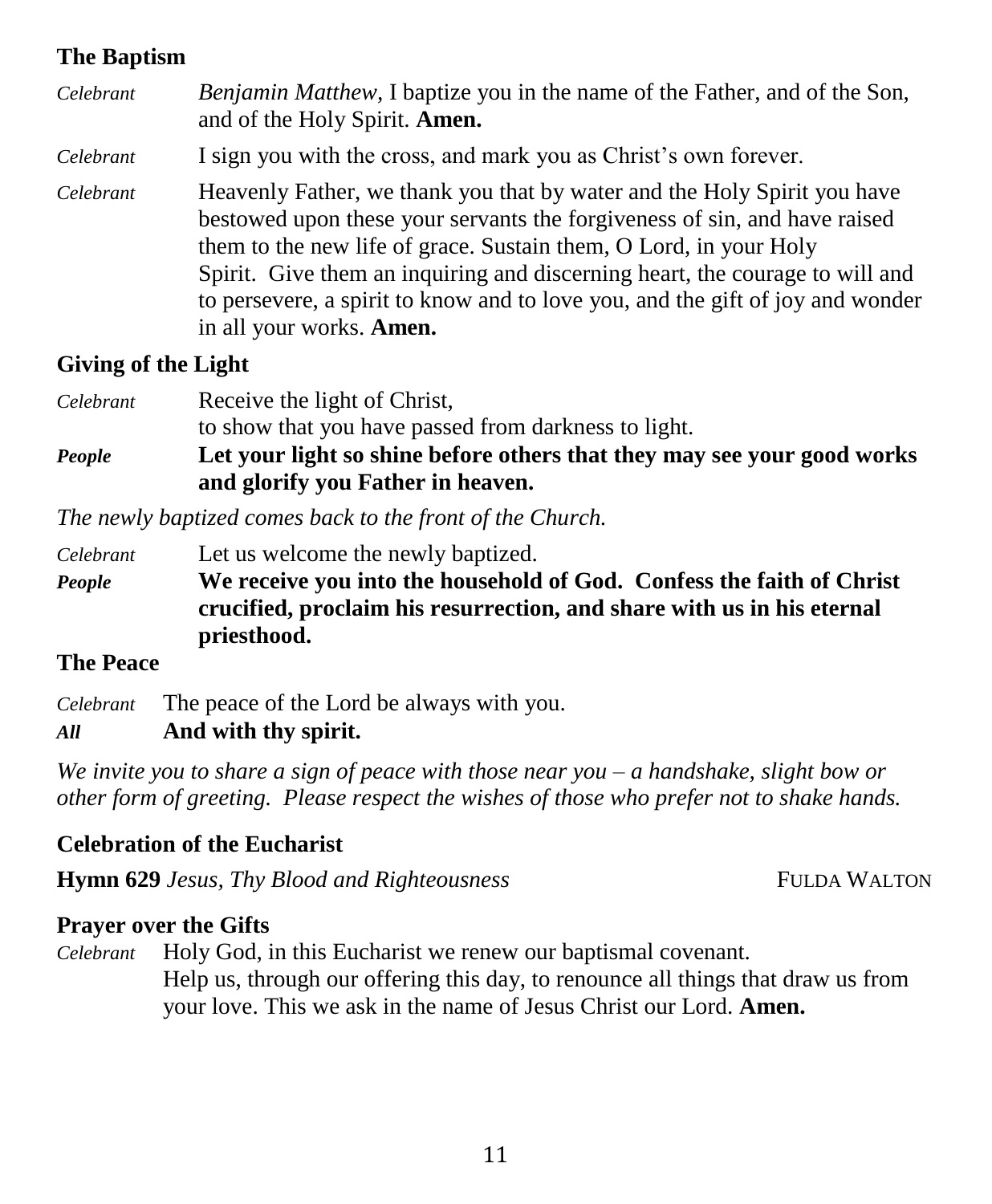### The Baptism

*Celebrant* *Benjamin Matthew*, I baptize you in the name of the Father, and of the Son, and of the Holy Spirit. **Amen.**

*Celebrant* I sign you with the cross, and mark you as Christ's own forever.

*Celebrant* Heavenly Father, we thank you that by water and the Holy Spirit you have bestowed upon these your servants the forgiveness of sin, and have raised them to the new life of grace. Sustain them, O Lord, in your Holy Spirit. Give them an inquiring and discerning heart, the courage to will and to persevere, a spirit to know and to love you, and the gift of joy and wonder in all your works. **Amen.**

### Giving of the Light

*Celebrant* Receive the light of Christ,
to show that you have passed from darkness to light.

***People*** **Let your light so shine before others that they may see your good works and glorify you Father in heaven.**

*The newly baptized comes back to the front of the Church.*

*Celebrant* Let us welcome the newly baptized.

***People*** **We receive you into the household of God. Confess the faith of Christ crucified, proclaim his resurrection, and share with us in his eternal priesthood.**

### The Peace

*Celebrant* The peace of the Lord be always with you.

***All*** **And with thy spirit.**

*We invite you to share a sign of peace with those near you – a handshake, slight bow or other form of greeting. Please respect the wishes of those who prefer not to shake hands.*

### Celebration of the Eucharist

**Hymn 629** *Jesus, Thy Blood and Righteousness* FULDA WALTON

### Prayer over the Gifts

*Celebrant* Holy God, in this Eucharist we renew our baptismal covenant.
Help us, through our offering this day, to renounce all things that draw us from your love. This we ask in the name of Jesus Christ our Lord. **Amen.**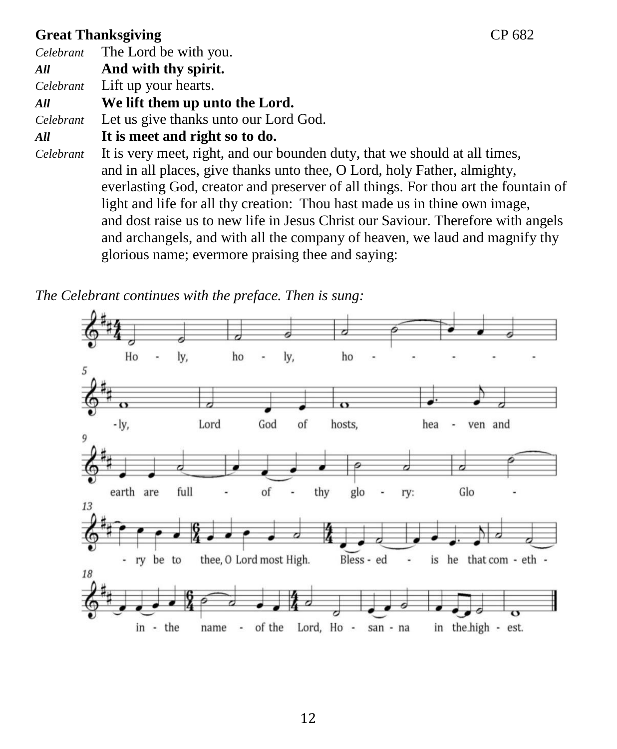**Great Thanksgiving** CP 682

*Celebrant* The Lord be with you.

***All*** **And with thy spirit.**

*Celebrant* Lift up your hearts.

***All*** **We lift them up unto the Lord.**

*Celebrant* Let us give thanks unto our Lord God.

***All*** **It is meet and right so to do.**

*Celebrant* It is very meet, right, and our bounden duty, that we should at all times, and in all places, give thanks unto thee, O Lord, holy Father, almighty, everlasting God, creator and preserver of all things. For thou art the fountain of light and life for all thy creation: Thou hast made us in thine own image, and dost raise us to new life in Jesus Christ our Saviour. Therefore with angels and archangels, and with all the company of heaven, we laud and magnify thy glorious name; evermore praising thee and saying:

*The Celebrant continues with the preface. Then is sung:*

Holy, holy, holy, Lord God of hosts, heaven and earth are full of thy glory: Glory be to thee, O Lord most High. Blessed is he that cometh in the name of the Lord, Hosanna in the highest.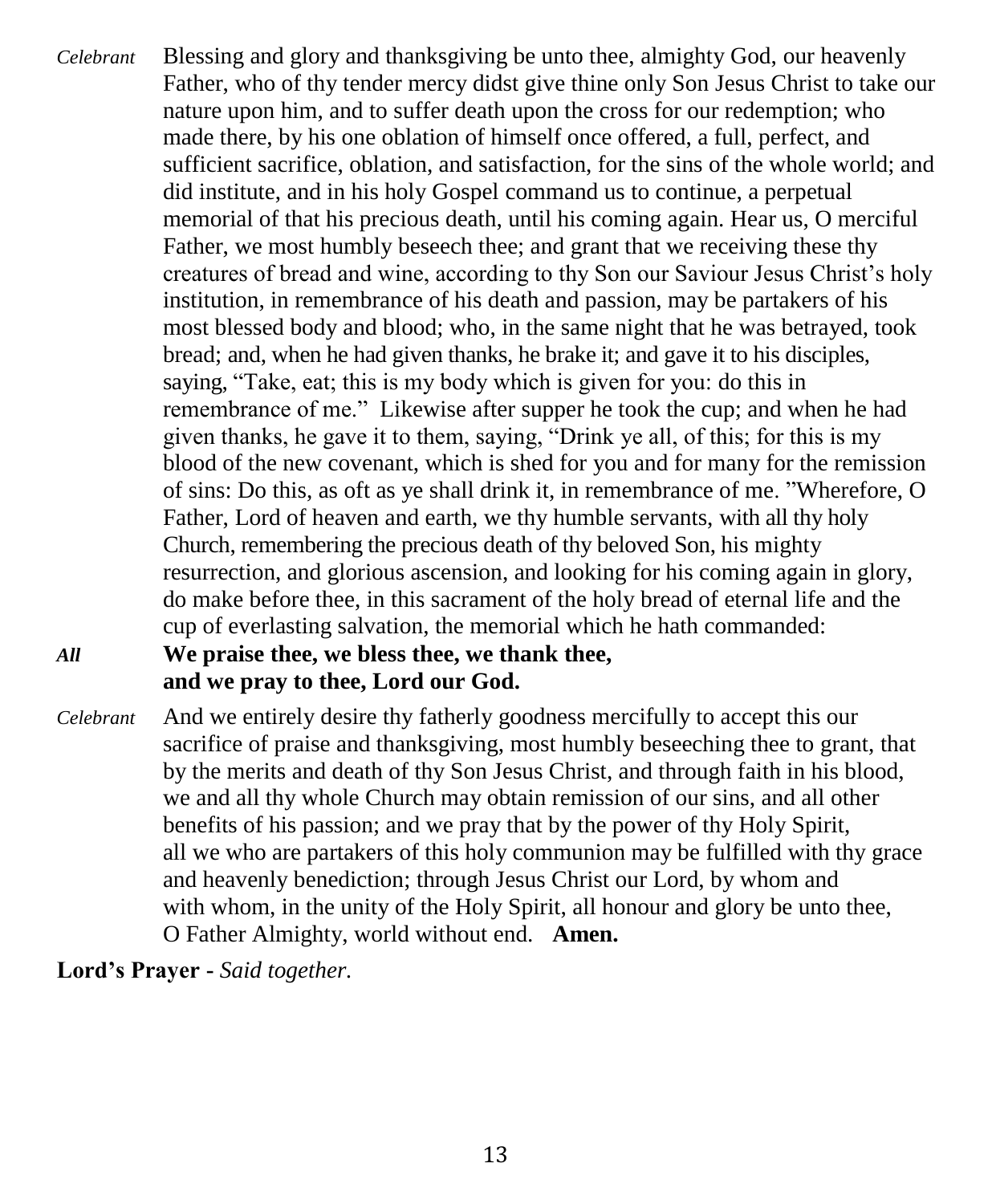*Celebrant* Blessing and glory and thanksgiving be unto thee, almighty God, our heavenly Father, who of thy tender mercy didst give thine only Son Jesus Christ to take our nature upon him, and to suffer death upon the cross for our redemption; who made there, by his one oblation of himself once offered, a full, perfect, and sufficient sacrifice, oblation, and satisfaction, for the sins of the whole world; and did institute, and in his holy Gospel command us to continue, a perpetual memorial of that his precious death, until his coming again. Hear us, O merciful Father, we most humbly beseech thee; and grant that we receiving these thy creatures of bread and wine, according to thy Son our Saviour Jesus Christ's holy institution, in remembrance of his death and passion, may be partakers of his most blessed body and blood; who, in the same night that he was betrayed, took bread; and, when he had given thanks, he brake it; and gave it to his disciples, saying, "Take, eat; this is my body which is given for you: do this in remembrance of me." Likewise after supper he took the cup; and when he had given thanks, he gave it to them, saying, "Drink ye all, of this; for this is my blood of the new covenant, which is shed for you and for many for the remission of sins: Do this, as oft as ye shall drink it, in remembrance of me. "Wherefore, O Father, Lord of heaven and earth, we thy humble servants, with all thy holy Church, remembering the precious death of thy beloved Son, his mighty resurrection, and glorious ascension, and looking for his coming again in glory, do make before thee, in this sacrament of the holy bread of eternal life and the cup of everlasting salvation, the memorial which he hath commanded:

***All*** **We praise thee, we bless thee, we thank thee,**
**and we pray to thee, Lord our God.**

*Celebrant* And we entirely desire thy fatherly goodness mercifully to accept this our sacrifice of praise and thanksgiving, most humbly beseeching thee to grant, that by the merits and death of thy Son Jesus Christ, and through faith in his blood, we and all thy whole Church may obtain remission of our sins, and all other benefits of his passion; and we pray that by the power of thy Holy Spirit, all we who are partakers of this holy communion may be fulfilled with thy grace and heavenly benediction; through Jesus Christ our Lord, by whom and with whom, in the unity of the Holy Spirit, all honour and glory be unto thee, O Father Almighty, world without end. **Amen.**

**Lord's Prayer -** *Said together.*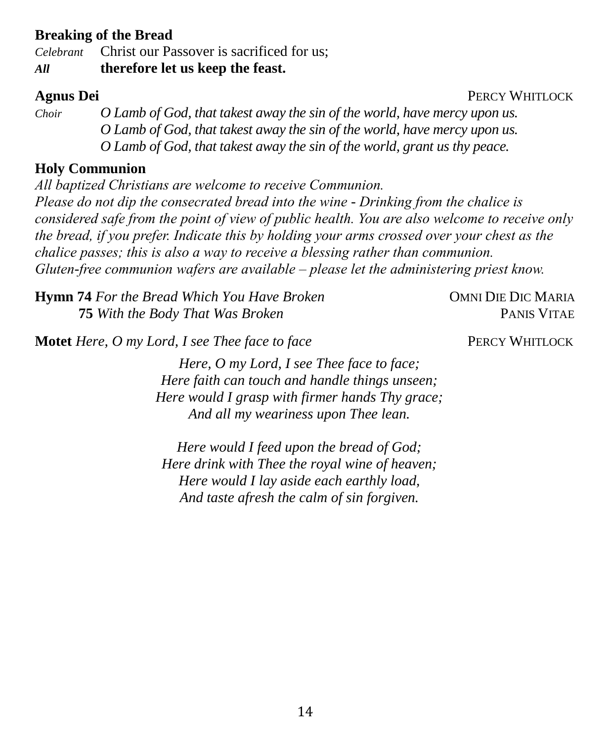**Breaking of the Bread**

*Celebrant* Christ our Passover is sacrificed for us;
***All*** **therefore let us keep the feast.**

**Agnus Dei** PERCY WHITLOCK

*Choir* *O Lamb of God, that takest away the sin of the world, have mercy upon us.*
*O Lamb of God, that takest away the sin of the world, have mercy upon us.*
*O Lamb of God, that takest away the sin of the world, grant us thy peace.*

**Holy Communion**

*All baptized Christians are welcome to receive Communion.*
*Please do not dip the consecrated bread into the wine - Drinking from the chalice is considered safe from the point of view of public health. You are also welcome to receive only the bread, if you prefer. Indicate this by holding your arms crossed over your chest as the chalice passes; this is also a way to receive a blessing rather than communion.*
*Gluten-free communion wafers are available – please let the administering priest know.*

**Hymn 74** *For the Bread Which You Have Broken* OMNI DIE DIC MARIA
**75** *With the Body That Was Broken* PANIS VITAE

**Motet** *Here, O my Lord, I see Thee face to face* PERCY WHITLOCK

*Here, O my Lord, I see Thee face to face;*
*Here faith can touch and handle things unseen;*
*Here would I grasp with firmer hands Thy grace;*
*And all my weariness upon Thee lean.*

*Here would I feed upon the bread of God;*
*Here drink with Thee the royal wine of heaven;*
*Here would I lay aside each earthly load,*
*And taste afresh the calm of sin forgiven.*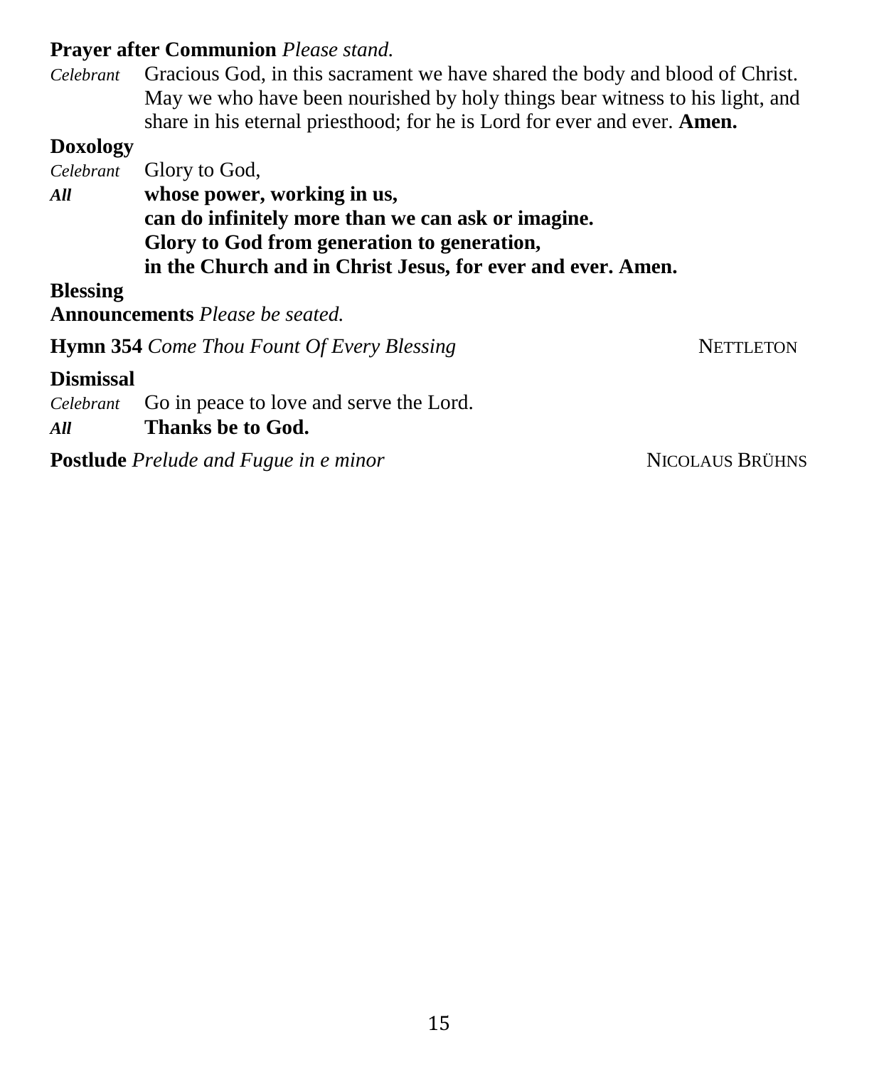**Prayer after Communion** *Please stand.*

*Celebrant* Gracious God, in this sacrament we have shared the body and blood of Christ. May we who have been nourished by holy things bear witness to his light, and share in his eternal priesthood; for he is Lord for ever and ever. **Amen.**

**Doxology**

*Celebrant* Glory to God,

***All*** **whose power, working in us,**
**can do infinitely more than we can ask or imagine.**
**Glory to God from generation to generation,**
**in the Church and in Christ Jesus, for ever and ever. Amen.**

**Blessing**

**Announcements** *Please be seated.*

**Hymn 354** *Come Thou Fount Of Every Blessing* NETTLETON

**Dismissal**

*Celebrant* Go in peace to love and serve the Lord.

***All*** **Thanks be to God.**

**Postlude** *Prelude and Fugue in e minor* NICOLAUS BRÜHNS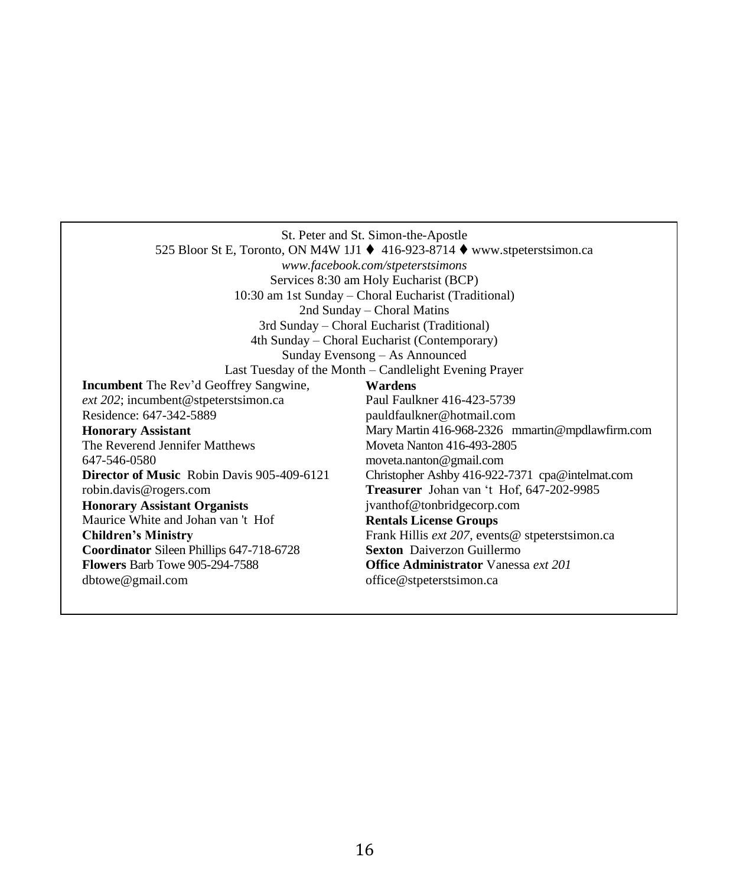St. Peter and St. Simon-the-Apostle

525 Bloor St E, Toronto, ON M4W 1J1 ♦ 416-923-8714 ♦ www.stpeterstsimon.ca

*www.facebook.com/stpeterstsimons*

Services 8:30 am Holy Eucharist (BCP)

10:30 am 1st Sunday – Choral Eucharist (Traditional)

2nd Sunday – Choral Matins

3rd Sunday – Choral Eucharist (Traditional)

4th Sunday – Choral Eucharist (Contemporary)

Sunday Evensong – As Announced

Last Tuesday of the Month – Candlelight Evening Prayer

**Incumbent** The Rev'd Geoffrey Sangwine, *ext 202*; incumbent@stpeterstsimon.ca
Residence: 647-342-5889

**Honorary Assistant**
The Reverend Jennifer Matthews
647-546-0580

**Director of Music** Robin Davis 905-409-6121
robin.davis@rogers.com

**Honorary Assistant Organists**
Maurice White and Johan van 't Hof

**Children's Ministry Coordinator** Sileen Phillips 647-718-6728

**Flowers** Barb Towe 905-294-7588
dbtowe@gmail.com

**Wardens**
Paul Faulkner 416-423-5739
pauldfaulkner@hotmail.com
Mary Martin 416-968-2326 mmartin@mpdlawfirm.com
Moveta Nanton 416-493-2805
moveta.nanton@gmail.com
Christopher Ashby 416-922-7371 cpa@intelmat.com

**Treasurer** Johan van 't Hof, 647-202-9985
jvanthof@tonbridgecorp.com

**Rentals License Groups**
Frank Hillis *ext 207*, events@ stpeterstsimon.ca

**Sexton** Daiverzon Guillermo

**Office Administrator** Vanessa *ext 201*
office@stpeterstsimon.ca